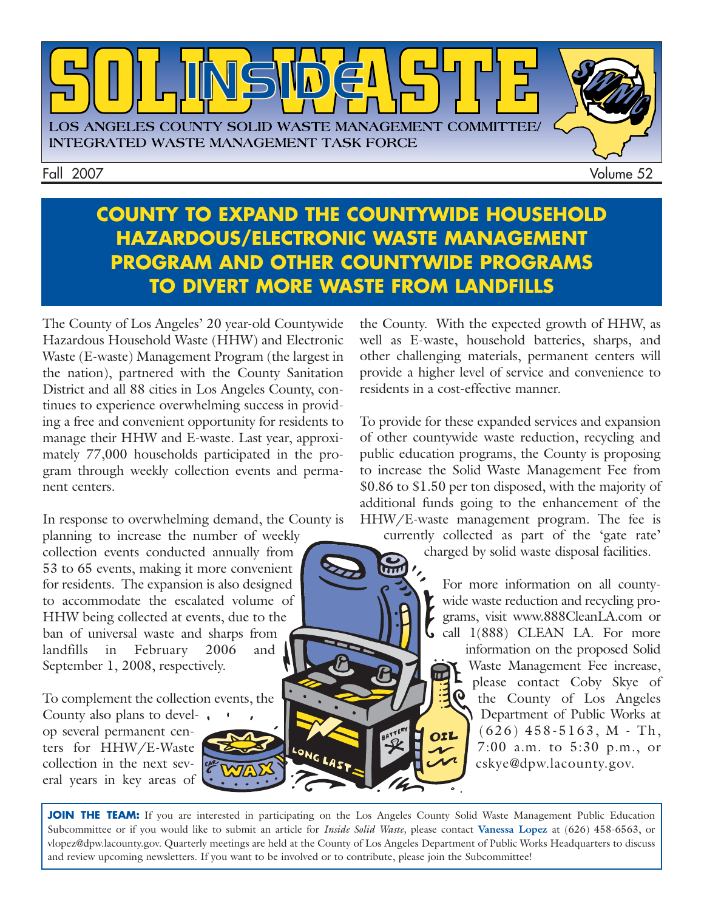# INSIDE SOLID WASTE

LOS ANGELES COUNTY SOLID WASTE MANAGEMENT COMMITTEE/ INTEGRATED WASTE MANAGEMENT TASK FORCE

Fall 2007 Volume 52

## COUNTY TO EXPAND THE COUNTYWIDE HOUSEHOLD HAZARDOUS/ELECTRONIC WASTE MANAGEMENT PROGRAM AND OTHER COUNTYWIDE PROGRAMS TO DIVERT MORE WASTE FROM LANDFILLS

The County of Los Angeles' 20 year-old Countywide Hazardous Household Waste (HHW) and Electronic Waste (E-waste) Management Program (the largest in the nation), partnered with the County Sanitation District and all 88 cities in Los Angeles County, continues to experience overwhelming success in providing a free and convenient opportunity for residents to manage their HHW and E-waste. Last year, approximately 77,000 households participated in the program through weekly collection events and permanent centers.

In response to overwhelming demand, the County is planning to increase the number of weekly collection events conducted annually from 53 to 65 events, making it more convenient for residents. The expansion is also designed to accommodate the escalated volume of HHW being collected at events, due to the ban of universal waste and sharps from landfills in February 2006 and September 1, 2008, respectively.

To complement the collection events, the County also plans to develop several permanent centers for HHW/E-Waste collection in the next several years in key areas of the County. With the expected growth of HHW, as well as E-waste, household batteries, sharps, and other challenging materials, permanent centers will provide a higher level of service and convenience to residents in a cost-effective manner.

To provide for these expanded services and expansion of other countywide waste reduction, recycling and public education programs, the County is proposing to increase the Solid Waste Management Fee from \$0.86 to \$1.50 per ton disposed, with the majority of additional funds going to the enhancement of the HHW/E-waste management program. The fee is currently collected as part of the 'gate rate' charged by solid waste disposal facilities.

For more information on all countywide waste reduction and recycling programs, visit www.888CleanLA.com or call 1(888) CLEAN LA. For more information on the proposed Solid Waste Management Fee increase, please contact Coby Skye of the County of Los Angeles Department of Public Works at (626) 458-5163, M - Th, 7:00 a.m. to 5:30 p.m., or cskye@dpw.lacounty.gov.

**JOIN THE TEAM:** If you are interested in participating on the Los Angeles County Solid Waste Management Public Education Subcommittee or if you would like to submit an article for *Inside Solid Waste,* please contact **Vanessa Lopez** at (626) 458-6563, or vlopez@dpw.lacounty.gov. Quarterly meetings are held at the County of Los Angeles Department of Public Works Headquarters to discuss and review upcoming newsletters. If you want to be involved or to contribute, please join the Subcommittee!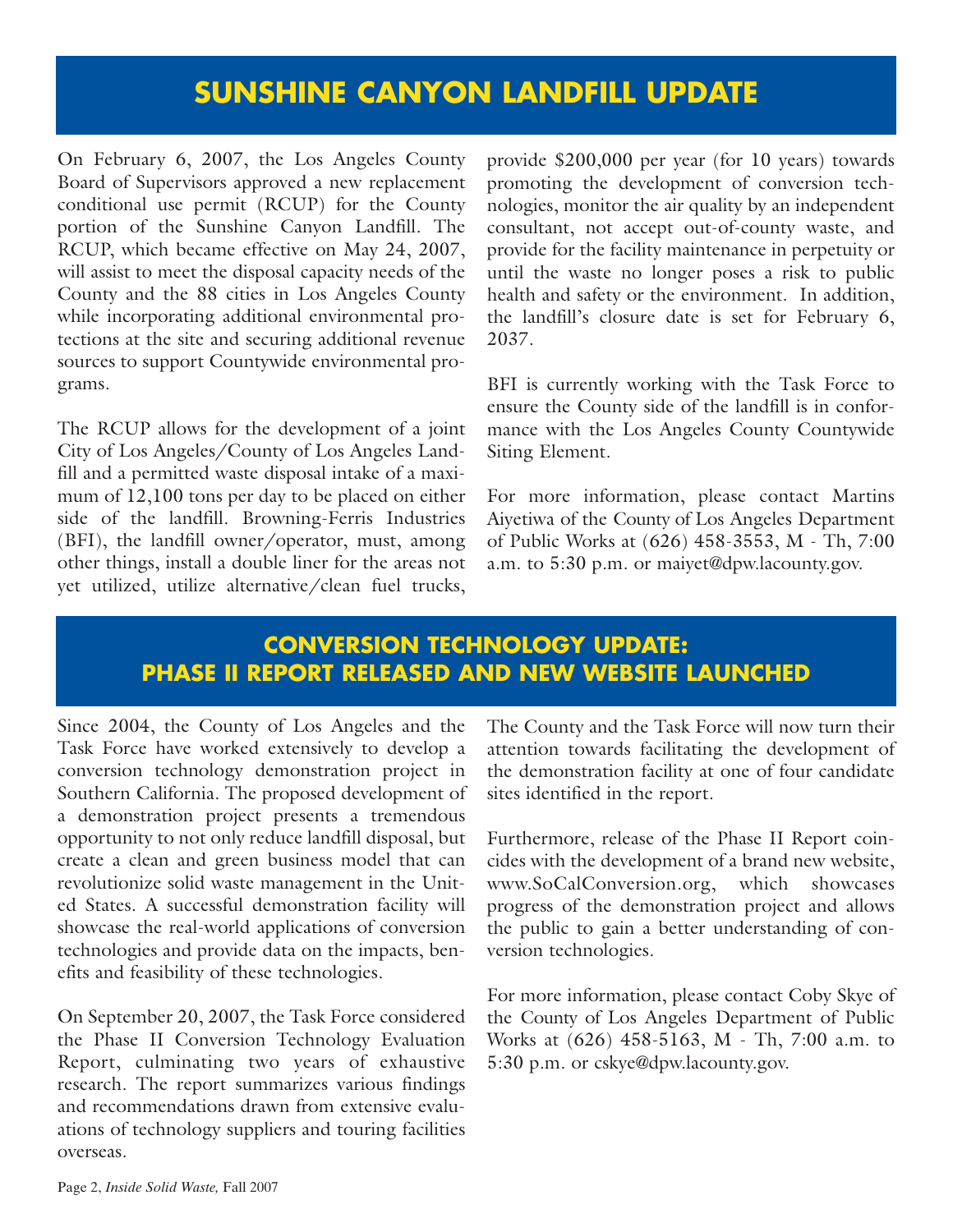# SUNSHINE CANYON LANDFILL UPDATE

On February 6, 2007, the Los Angeles County Board of Supervisors approved a new replacement conditional use permit (RCUP) for the County portion of the Sunshine Canyon Landfill. The RCUP, which became effective on May 24, 2007, will assist to meet the disposal capacity needs of the County and the 88 cities in Los Angeles County while incorporating additional environmental protections at the site and securing additional revenue sources to support Countywide environmental programs.

The RCUP allows for the development of a joint City of Los Angeles/County of Los Angeles Landfill and a permitted waste disposal intake of a maximum of 12,100 tons per day to be placed on either side of the landfill. Browning-Ferris Industries (BFI), the landfill owner/operator, must, among other things, install a double liner for the areas not yet utilized, utilize alternative/clean fuel trucks, provide $200,000 per year (for 10 years) towards promoting the development of conversion technologies, monitor the air quality by an independent consultant, not accept out-of-county waste, and provide for the facility maintenance in perpetuity or until the waste no longer poses a risk to public health and safety or the environment. In addition, the landfill's closure date is set for February 6, 2037.

BFI is currently working with the Task Force to ensure the County side of the landfill is in conformance with the Los Angeles County Countywide Siting Element.

For more information, please contact Martins Aiyetiwa of the County of Los Angeles Department of Public Works at (626) 458-3553, M - Th, 7:00 a.m. to 5:30 p.m. or maiyet@dpw.lacounty.gov.

# CONVERSION TECHNOLOGY UPDATE: PHASE II REPORT RELEASED AND NEW WEBSITE LAUNCHED

Since 2004, the County of Los Angeles and the Task Force have worked extensively to develop a conversion technology demonstration project in Southern California. The proposed development of a demonstration project presents a tremendous opportunity to not only reduce landfill disposal, but create a clean and green business model that can revolutionize solid waste management in the United States. A successful demonstration facility will showcase the real-world applications of conversion technologies and provide data on the impacts, benefits and feasibility of these technologies.

On September 20, 2007, the Task Force considered the Phase II Conversion Technology Evaluation Report, culminating two years of exhaustive research. The report summarizes various findings and recommendations drawn from extensive evaluations of technology suppliers and touring facilities overseas. The County and the Task Force will now turn their attention towards facilitating the development of the demonstration facility at one of four candidate sites identified in the report.

Furthermore, release of the Phase II Report coincides with the development of a brand new website, www.SoCalConversion.org, which showcases progress of the demonstration project and allows the public to gain a better understanding of conversion technologies.

For more information, please contact Coby Skye of the County of Los Angeles Department of Public Works at (626) 458-5163, M - Th, 7:00 a.m. to 5:30 p.m. or cskye@dpw.lacounty.gov.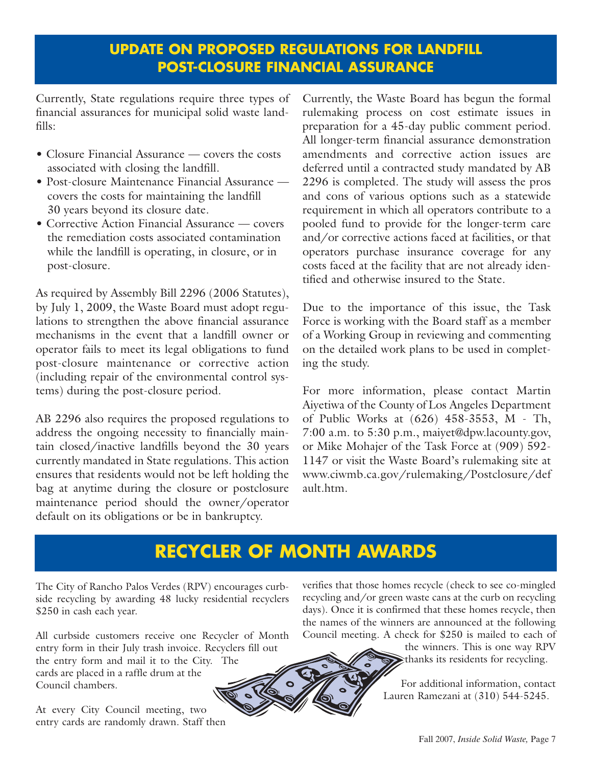## UPDATE ON PROPOSED REGULATIONS FOR LANDFILL POST-CLOSURE FINANCIAL ASSURANCE

Currently, State regulations require three types of financial assurances for municipal solid waste landfills:

- Closure Financial Assurance — covers the costs associated with closing the landfill.
- Post-closure Maintenance Financial Assurance — covers the costs for maintaining the landfill 30 years beyond its closure date.
- Corrective Action Financial Assurance — covers the remediation costs associated contamination while the landfill is operating, in closure, or in post-closure.

As required by Assembly Bill 2296 (2006 Statutes), by July 1, 2009, the Waste Board must adopt regulations to strengthen the above financial assurance mechanisms in the event that a landfill owner or operator fails to meet its legal obligations to fund post-closure maintenance or corrective action (including repair of the environmental control systems) during the post-closure period.

AB 2296 also requires the proposed regulations to address the ongoing necessity to financially maintain closed/inactive landfills beyond the 30 years currently mandated in State regulations. This action ensures that residents would not be left holding the bag at anytime during the closure or postclosure maintenance period should the owner/operator default on its obligations or be in bankruptcy.

Currently, the Waste Board has begun the formal rulemaking process on cost estimate issues in preparation for a 45-day public comment period. All longer-term financial assurance demonstration amendments and corrective action issues are deferred until a contracted study mandated by AB 2296 is completed. The study will assess the pros and cons of various options such as a statewide requirement in which all operators contribute to a pooled fund to provide for the longer-term care and/or corrective actions faced at facilities, or that operators purchase insurance coverage for any costs faced at the facility that are not already identified and otherwise insured to the State.

Due to the importance of this issue, the Task Force is working with the Board staff as a member of a Working Group in reviewing and commenting on the detailed work plans to be used in completing the study.

For more information, please contact Martin Aiyetiwa of the County of Los Angeles Department of Public Works at (626) 458-3553, M - Th, 7:00 a.m. to 5:30 p.m., maiyet@dpw.lacounty.gov, or Mike Mohajer of the Task Force at (909) 592-1147 or visit the Waste Board's rulemaking site at www.ciwmb.ca.gov/rulemaking/Postclosure/default.htm.

## RECYCLER OF MONTH AWARDS

The City of Rancho Palos Verdes (RPV) encourages curbside recycling by awarding 48 lucky residential recyclers $250 in cash each year.

All curbside customers receive one Recycler of Month entry form in their July trash invoice. Recyclers fill out the entry form and mail it to the City. The cards are placed in a raffle drum at the Council chambers.

At every City Council meeting, two entry cards are randomly drawn. Staff then verifies that those homes recycle (check to see co-mingled recycling and/or green waste cans at the curb on recycling days). Once it is confirmed that these homes recycle, then the names of the winners are announced at the following Council meeting. A check for $250 is mailed to each of the winners. This is one way RPV thanks its residents for recycling.

For additional information, contact Lauren Ramezani at (310) 544-5245.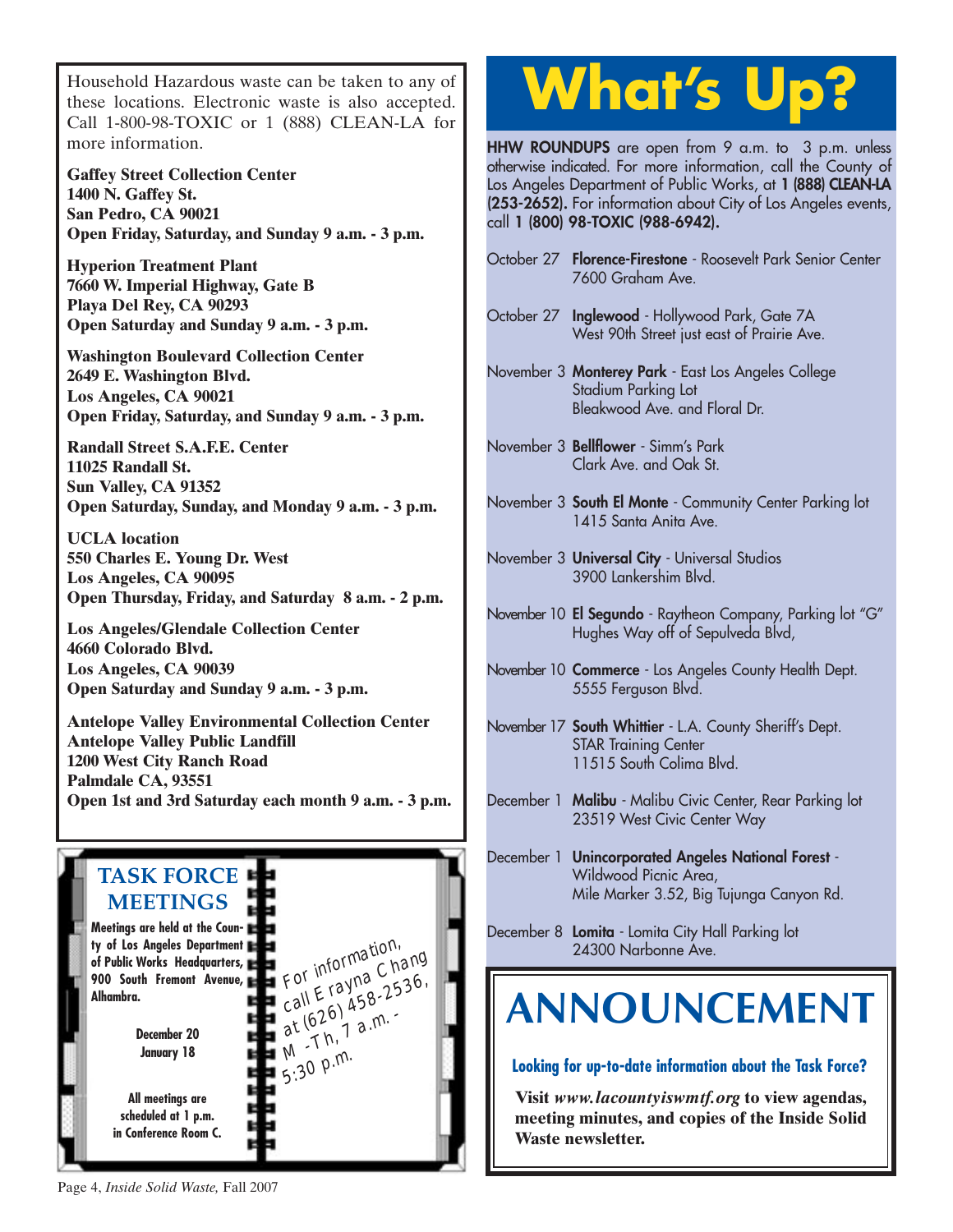Household Hazardous waste can be taken to any of these locations. Electronic waste is also accepted. Call 1-800-98-TOXIC or 1 (888) CLEAN-LA for more information.

**Gaffey Street Collection Center**
**1400 N. Gaffey St.**
**San Pedro, CA 90021**
**Open Friday, Saturday, and Sunday 9 a.m. - 3 p.m.**

**Hyperion Treatment Plant**
**7660 W. Imperial Highway, Gate B**
**Playa Del Rey, CA 90293**
**Open Saturday and Sunday 9 a.m. - 3 p.m.**

**Washington Boulevard Collection Center**
**2649 E. Washington Blvd.**
**Los Angeles, CA 90021**
**Open Friday, Saturday, and Sunday 9 a.m. - 3 p.m.**

**Randall Street S.A.F.E. Center**
**11025 Randall St.**
**Sun Valley, CA 91352**
**Open Saturday, Sunday, and Monday 9 a.m. - 3 p.m.**

**UCLA location**
**550 Charles E. Young Dr. West**
**Los Angeles, CA 90095**
**Open Thursday, Friday, and Saturday 8 a.m. - 2 p.m.**

**Los Angeles/Glendale Collection Center**
**4660 Colorado Blvd.**
**Los Angeles, CA 90039**
**Open Saturday and Sunday 9 a.m. - 3 p.m.**

**Antelope Valley Environmental Collection Center**
**Antelope Valley Public Landfill**
**1200 West City Ranch Road**
**Palmdale CA, 93551**
**Open 1st and 3rd Saturday each month 9 a.m. - 3 p.m.**

## TASK FORCE MEETINGS

**Meetings are held at the County of Los Angeles Department of Public Works Headquarters, 900 South Fremont Avenue, Alhambra.**

**December 20**
**January 18**

**All meetings are scheduled at 1 p.m. in Conference Room C.**

For information, call Erayna Chang at (626) 458-2536, M -Th, 7 a.m. - 5:30 p.m.

# What's Up?

**HHW ROUNDUPS** are open from 9 a.m. to 3 p.m. unless otherwise indicated. For more information, call the County of Los Angeles Department of Public Works, at **1 (888) CLEAN-LA (253-2652).** For information about City of Los Angeles events, call **1 (800) 98-TOXIC (988-6942).**

October 27 **Florence-Firestone** - Roosevelt Park Senior Center
7600 Graham Ave.

October 27 **Inglewood** - Hollywood Park, Gate 7A
West 90th Street just east of Prairie Ave.

November 3 **Monterey Park** - East Los Angeles College
Stadium Parking Lot
Bleakwood Ave. and Floral Dr.

November 3 **Bellflower** - Simm's Park
Clark Ave. and Oak St.

November 3 **South El Monte** - Community Center Parking lot
1415 Santa Anita Ave.

November 3 **Universal City** - Universal Studios
3900 Lankershim Blvd.

November 10 **El Segundo** - Raytheon Company, Parking lot "G"
Hughes Way off of Sepulveda Blvd,

November 10 **Commerce** - Los Angeles County Health Dept.
5555 Ferguson Blvd.

November 17 **South Whittier** - L.A. County Sheriff's Dept.
STAR Training Center
11515 South Colima Blvd.

December 1 **Malibu** - Malibu Civic Center, Rear Parking lot
23519 West Civic Center Way

December 1 **Unincorporated Angeles National Forest** -
Wildwood Picnic Area,
Mile Marker 3.52, Big Tujunga Canyon Rd.

December 8 **Lomita** - Lomita City Hall Parking lot
24300 Narbonne Ave.

# ANNOUNCEMENT

**Looking for up-to-date information about the Task Force?**

**Visit *www.lacountyiswmtf.org* to view agendas, meeting minutes, and copies of the Inside Solid Waste newsletter.**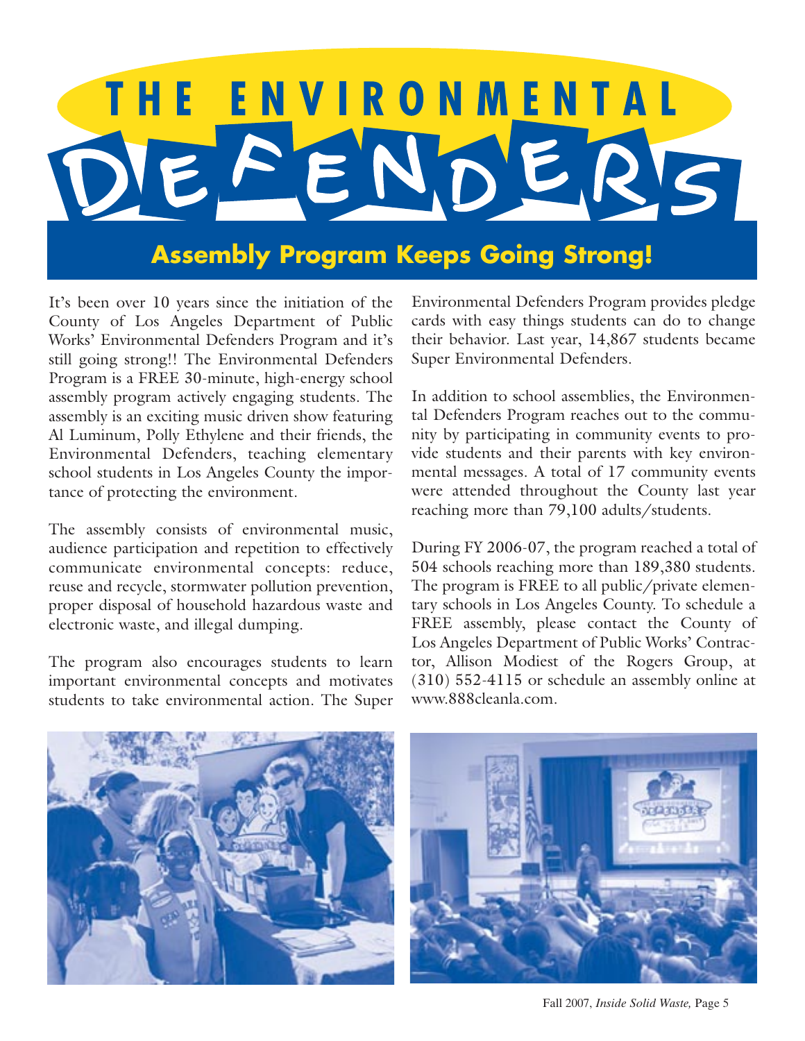# THE ENVIRONMENTAL DEFENDERS

## Assembly Program Keeps Going Strong!

It's been over 10 years since the initiation of the County of Los Angeles Department of Public Works' Environmental Defenders Program and it's still going strong!! The Environmental Defenders Program is a FREE 30-minute, high-energy school assembly program actively engaging students. The assembly is an exciting music driven show featuring Al Luminum, Polly Ethylene and their friends, the Environmental Defenders, teaching elementary school students in Los Angeles County the importance of protecting the environment.

The assembly consists of environmental music, audience participation and repetition to effectively communicate environmental concepts: reduce, reuse and recycle, stormwater pollution prevention, proper disposal of household hazardous waste and electronic waste, and illegal dumping.

The program also encourages students to learn important environmental concepts and motivates students to take environmental action. The Super Environmental Defenders Program provides pledge cards with easy things students can do to change their behavior. Last year, 14,867 students became Super Environmental Defenders.

In addition to school assemblies, the Environmental Defenders Program reaches out to the community by participating in community events to provide students and their parents with key environmental messages. A total of 17 community events were attended throughout the County last year reaching more than 79,100 adults/students.

During FY 2006-07, the program reached a total of 504 schools reaching more than 189,380 students. The program is FREE to all public/private elementary schools in Los Angeles County. To schedule a FREE assembly, please contact the County of Los Angeles Department of Public Works' Contractor, Allison Modiest of the Rogers Group, at (310) 552-4115 or schedule an assembly online at www.888cleanla.com.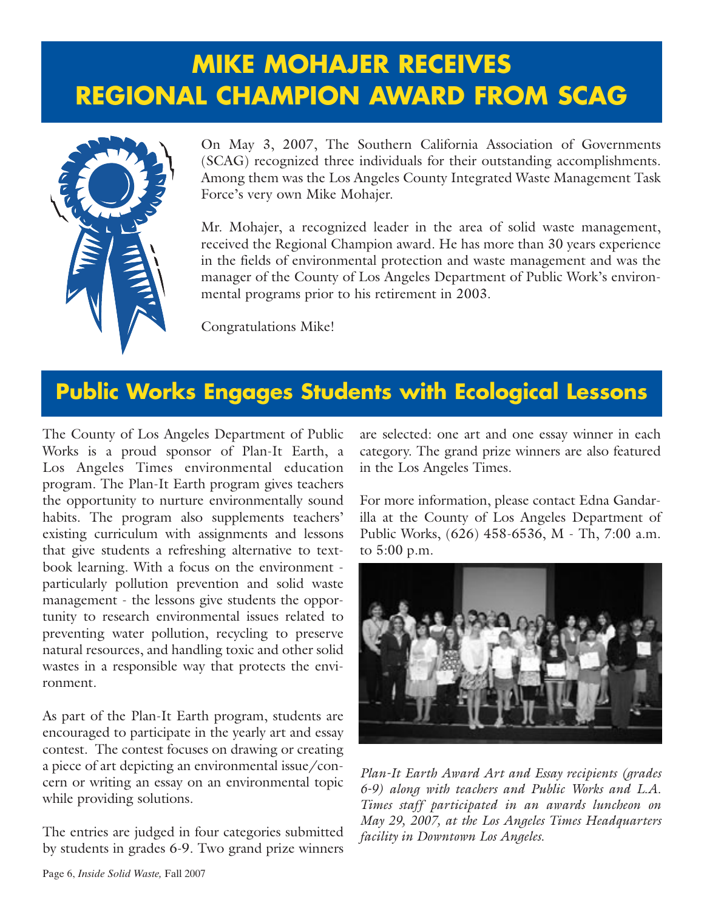# MIKE MOHAJER RECEIVES REGIONAL CHAMPION AWARD FROM SCAG

On May 3, 2007, The Southern California Association of Governments (SCAG) recognized three individuals for their outstanding accomplishments. Among them was the Los Angeles County Integrated Waste Management Task Force's very own Mike Mohajer.

Mr. Mohajer, a recognized leader in the area of solid waste management, received the Regional Champion award. He has more than 30 years experience in the fields of environmental protection and waste management and was the manager of the County of Los Angeles Department of Public Work's environmental programs prior to his retirement in 2003.

Congratulations Mike!

# Public Works Engages Students with Ecological Lessons

The County of Los Angeles Department of Public Works is a proud sponsor of Plan-It Earth, a Los Angeles Times environmental education program. The Plan-It Earth program gives teachers the opportunity to nurture environmentally sound habits. The program also supplements teachers' existing curriculum with assignments and lessons that give students a refreshing alternative to textbook learning. With a focus on the environment - particularly pollution prevention and solid waste management - the lessons give students the opportunity to research environmental issues related to preventing water pollution, recycling to preserve natural resources, and handling toxic and other solid wastes in a responsible way that protects the environment.

As part of the Plan-It Earth program, students are encouraged to participate in the yearly art and essay contest. The contest focuses on drawing or creating a piece of art depicting an environmental issue/concern or writing an essay on an environmental topic while providing solutions.

The entries are judged in four categories submitted by students in grades 6-9. Two grand prize winners are selected: one art and one essay winner in each category. The grand prize winners are also featured in the Los Angeles Times.

For more information, please contact Edna Gandarilla at the County of Los Angeles Department of Public Works, (626) 458-6536, M - Th, 7:00 a.m. to 5:00 p.m.

*Plan-It Earth Award Art and Essay recipients (grades 6-9) along with teachers and Public Works and L.A. Times staff participated in an awards luncheon on May 29, 2007, at the Los Angeles Times Headquarters facility in Downtown Los Angeles.*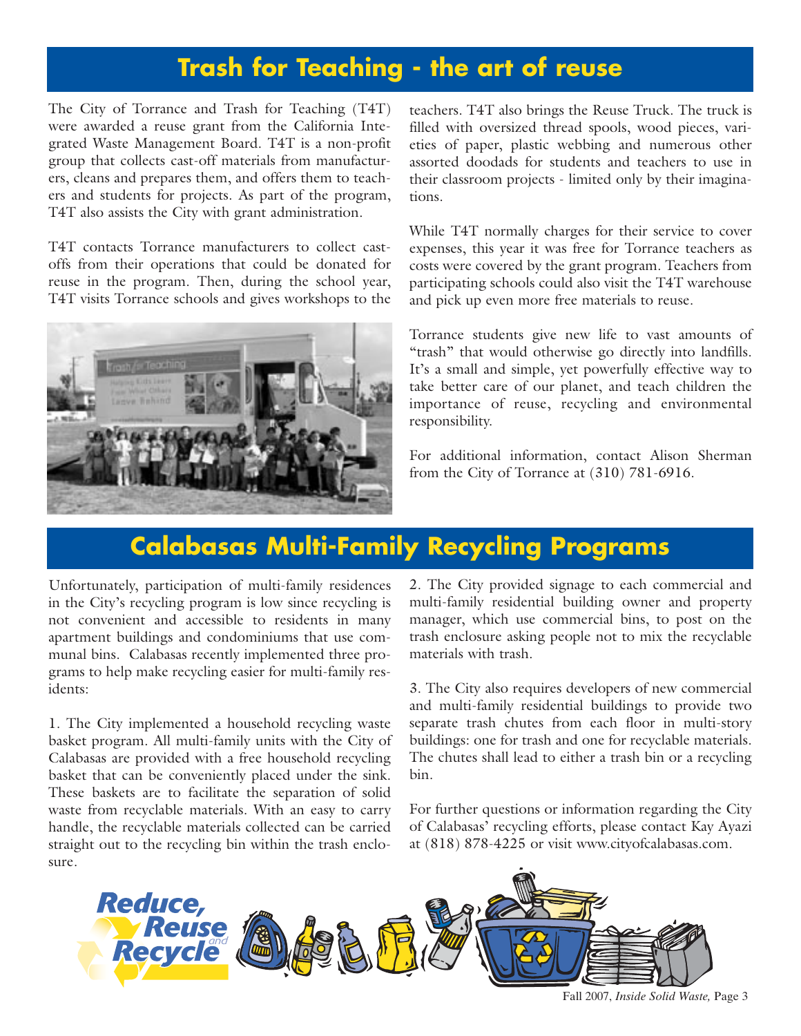## Trash for Teaching - the art of reuse

The City of Torrance and Trash for Teaching (T4T) were awarded a reuse grant from the California Integrated Waste Management Board. T4T is a non-profit group that collects cast-off materials from manufacturers, cleans and prepares them, and offers them to teachers and students for projects. As part of the program, T4T also assists the City with grant administration.

T4T contacts Torrance manufacturers to collect cast-offs from their operations that could be donated for reuse in the program. Then, during the school year, T4T visits Torrance schools and gives workshops to the teachers. T4T also brings the Reuse Truck. The truck is filled with oversized thread spools, wood pieces, varieties of paper, plastic webbing and numerous other assorted doodads for students and teachers to use in their classroom projects - limited only by their imaginations.

While T4T normally charges for their service to cover expenses, this year it was free for Torrance teachers as costs were covered by the grant program. Teachers from participating schools could also visit the T4T warehouse and pick up even more free materials to reuse.

Torrance students give new life to vast amounts of "trash" that would otherwise go directly into landfills. It's a small and simple, yet powerfully effective way to take better care of our planet, and teach children the importance of reuse, recycling and environmental responsibility.

For additional information, contact Alison Sherman from the City of Torrance at (310) 781-6916.

## Calabasas Multi-Family Recycling Programs

Unfortunately, participation of multi-family residences in the City's recycling program is low since recycling is not convenient and accessible to residents in many apartment buildings and condominiums that use communal bins. Calabasas recently implemented three programs to help make recycling easier for multi-family residents:

1. The City implemented a household recycling waste basket program. All multi-family units with the City of Calabasas are provided with a free household recycling basket that can be conveniently placed under the sink. These baskets are to facilitate the separation of solid waste from recyclable materials. With an easy to carry handle, the recyclable materials collected can be carried straight out to the recycling bin within the trash enclosure.

2. The City provided signage to each commercial and multi-family residential building owner and property manager, which use commercial bins, to post on the trash enclosure asking people not to mix the recyclable materials with trash.

3. The City also requires developers of new commercial and multi-family residential buildings to provide two separate trash chutes from each floor in multi-story buildings: one for trash and one for recyclable materials. The chutes shall lead to either a trash bin or a recycling bin.

For further questions or information regarding the City of Calabasas' recycling efforts, please contact Kay Ayazi at (818) 878-4225 or visit www.cityofcalabasas.com.

Reduce, Reuse and Recycle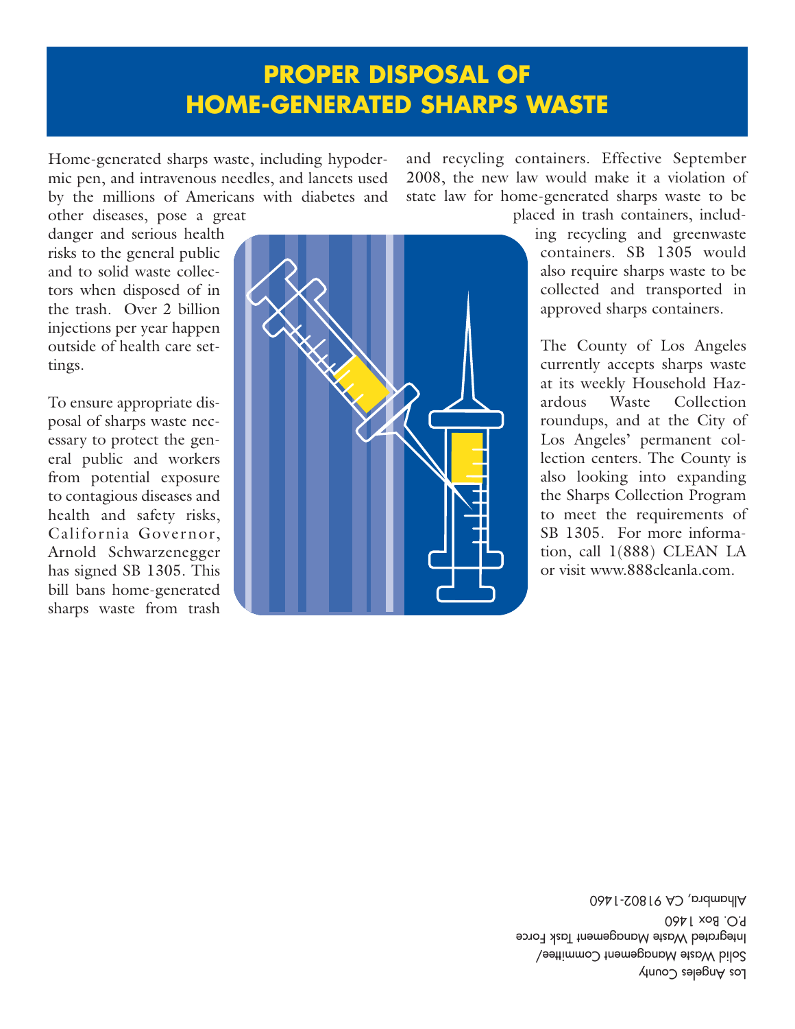# PROPER DISPOSAL OF HOME-GENERATED SHARPS WASTE

Home-generated sharps waste, including hypodermic pen, and intravenous needles, and lancets used by the millions of Americans with diabetes and other diseases, pose a great danger and serious health risks to the general public and to solid waste collectors when disposed of in the trash. Over 2 billion injections per year happen outside of health care settings.

To ensure appropriate disposal of sharps waste necessary to protect the general public and workers from potential exposure to contagious diseases and health and safety risks, California Governor, Arnold Schwarzenegger has signed SB 1305. This bill bans home-generated sharps waste from trash and recycling containers. Effective September 2008, the new law would make it a violation of state law for home-generated sharps waste to be placed in trash containers, including recycling and greenwaste containers. SB 1305 would also require sharps waste to be collected and transported in approved sharps containers.

The County of Los Angeles currently accepts sharps waste at its weekly Household Hazardous Waste Collection roundups, and at the City of Los Angeles' permanent collection centers. The County is also looking into expanding the Sharps Collection Program to meet the requirements of SB 1305. For more information, call 1(888) CLEAN LA or visit www.888cleanla.com.

Los Angeles County
Solid Waste Management Committee/
Integrated Waste Management Task Force
P.O. Box 1460
Alhambra, CA 91802-1460